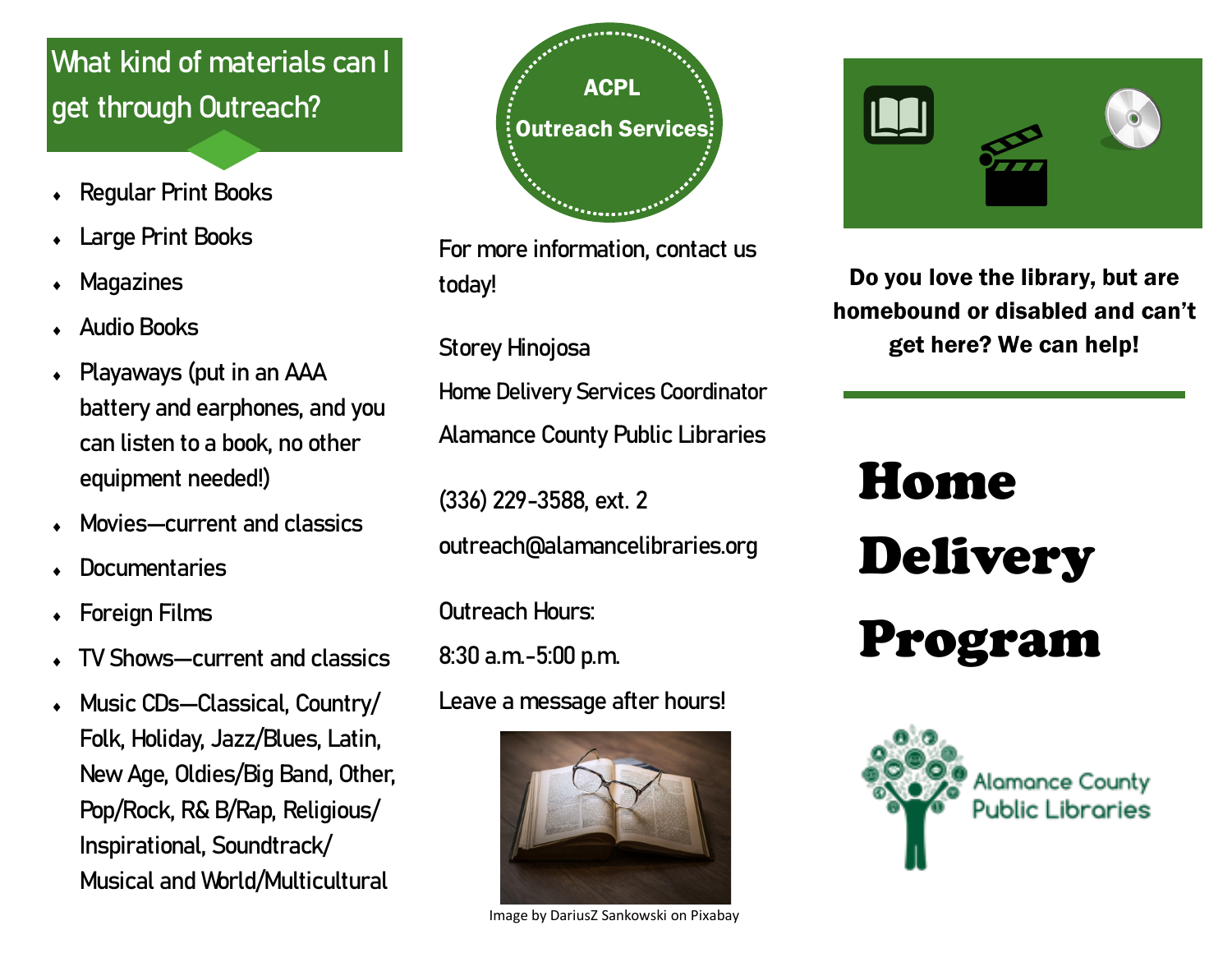## What kind of materials can I get through Outreach?

- Regular Print Books
- Large Print Books
- Magazines
- Audio Books
- Playaways (put in an AAA battery and earphones, and you can listen to a book, no other equipment needed!)
- Movies—current and classics
- Documentaries
- Foreign Films
- TV Shows—current and classics
- Music CDs—Classical, Country/ Folk, Holiday, Jazz/Blues, Latin, New Age, Oldies/Big Band, Other, Pop/Rock, R& B/Rap, Religious/ Inspirational, Soundtrack/ Musical and World/Multicultural

**ACPL**

**Outreach Services**

For more information, contact us today!

Storey Hinojosa

Home Delivery Services Coordinator

Alamance County Public Libraries

(336) 229-3588, ext. 2

outreach@alamancelibraries.org

Outreach Hours:

8:30 a.m.-5:00 p.m.

Leave a message after hours!

Image by DariusZ Sankowski on Pixabay

**Do you love the library, but are homebound or disabled and can't get here? We can help!**

# Home Delivery Program

Alamance County Public Libraries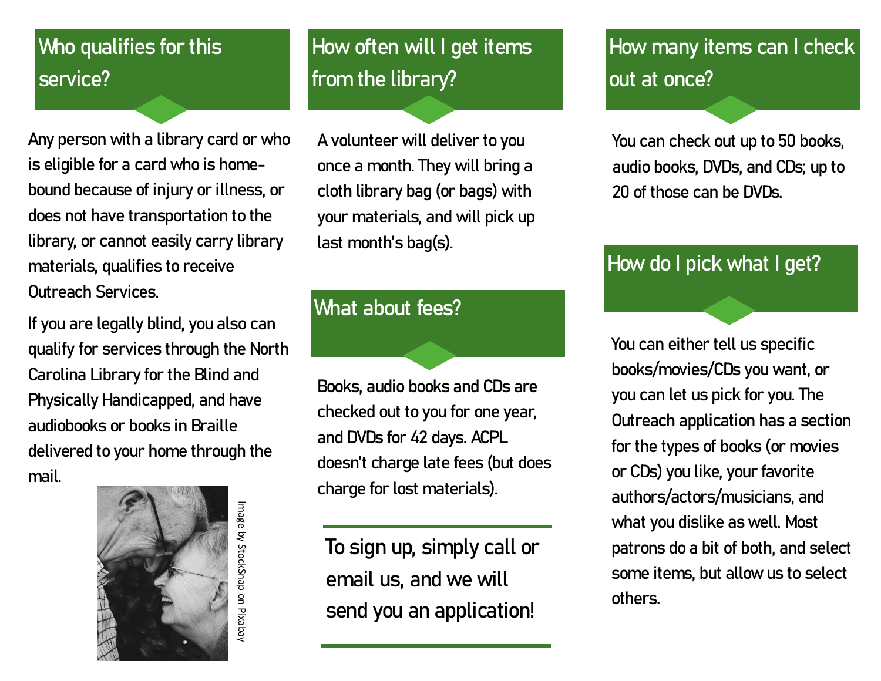## Who qualifies for this service?

Any person with a library card or who is eligible for a card who is home-bound because of injury or illness, or does not have transportation to the library, or cannot easily carry library materials, qualifies to receive Outreach Services.

If you are legally blind, you also can qualify for services through the North Carolina Library for the Blind and Physically Handicapped, and have audiobooks or books in Braille delivered to your home through the mail.

Image by StockSnap on Pixabay

## How often will I get items from the library?

A volunteer will deliver to you once a month. They will bring a cloth library bag (or bags) with your materials, and will pick up last month's bag(s).

## What about fees?

Books, audio books and CDs are checked out to you for one year, and DVDs for 42 days. ACPL doesn't charge late fees (but does charge for lost materials).

**To sign up, simply call or email us, and we will send you an application!**

## How many items can I check out at once?

You can check out up to 50 books, audio books, DVDs, and CDs; up to 20 of those can be DVDs.

## How do I pick what I get?

You can either tell us specific books/movies/CDs you want, or you can let us pick for you. The Outreach application has a section for the types of books (or movies or CDs) you like, your favorite authors/actors/musicians, and what you dislike as well. Most patrons do a bit of both, and select some items, but allow us to select others.